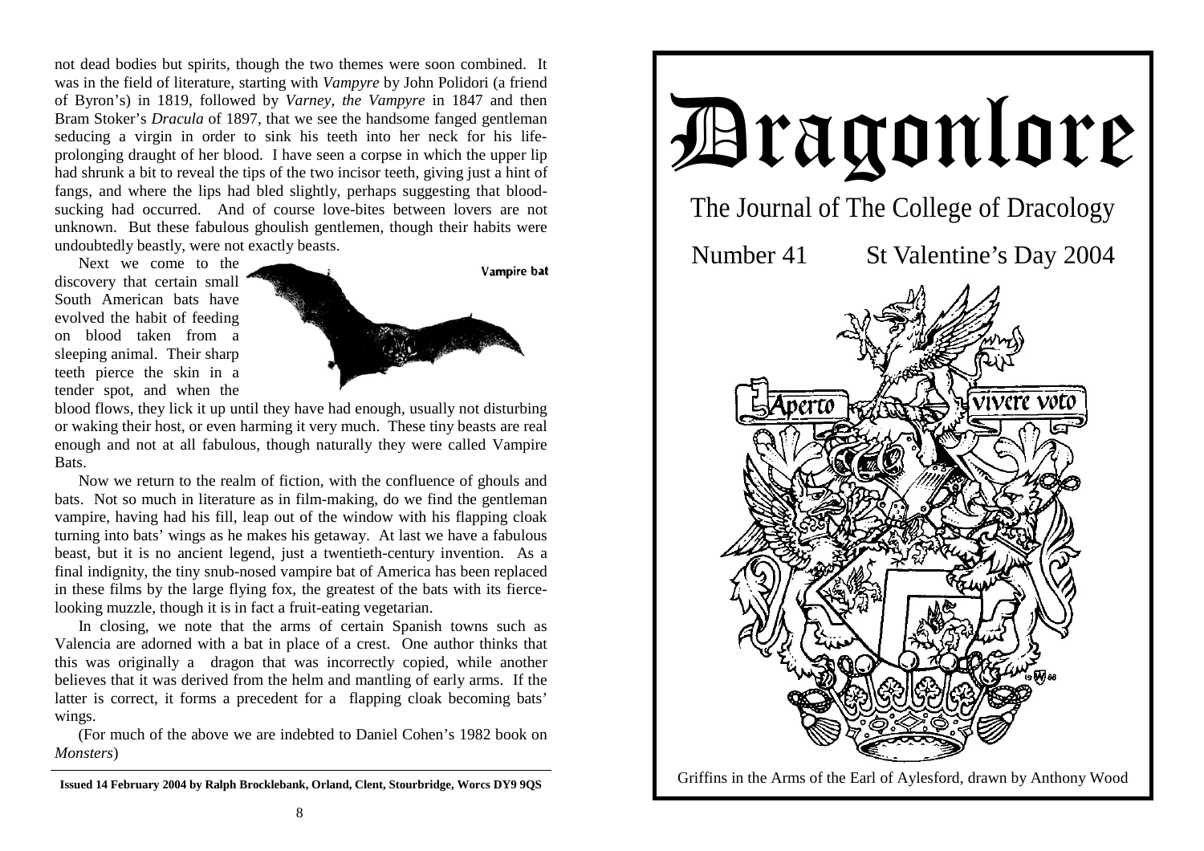not dead bodies but spirits, though the two themes were soon combined. It was in the field of literature, starting with *Vampyre* by John Polidori (a friend of Byron's) in 1819, followed by *Varney, the Vampyre* in 1847 and then Bram Stoker's *Dracula* of 1897, that we see the handsome fanged gentleman seducing a virgin in order to sink his teeth into her neck for his life-prolonging draught of her blood. I have seen a corpse in which the upper lip had shrunk a bit to reveal the tips of the two incisor teeth, giving just a hint of fangs, and where the lips had bled slightly, perhaps suggesting that blood-sucking had occurred. And of course love-bites between lovers are not unknown. But these fabulous ghoulish gentlemen, though their habits were undoubtedly beastly, were not exactly beasts.

Next we come to the discovery that certain small South American bats have evolved the habit of feeding on blood taken from a sleeping animal. Their sharp teeth pierce the skin in a tender spot, and when the blood flows, they lick it up until they have had enough, usually not disturbing or waking their host, or even harming it very much. These tiny beasts are real enough and not at all fabulous, though naturally they were called Vampire Bats.

Vampire bat

Now we return to the realm of fiction, with the confluence of ghouls and bats. Not so much in literature as in film-making, do we find the gentleman vampire, having had his fill, leap out of the window with his flapping cloak turning into bats' wings as he makes his getaway. At last we have a fabulous beast, but it is no ancient legend, just a twentieth-century invention. As a final indignity, the tiny snub-nosed vampire bat of America has been replaced in these films by the large flying fox, the greatest of the bats with its fierce-looking muzzle, though it is in fact a fruit-eating vegetarian.

In closing, we note that the arms of certain Spanish towns such as Valencia are adorned with a bat in place of a crest. One author thinks that this was originally a dragon that was incorrectly copied, while another believes that it was derived from the helm and mantling of early arms. If the latter is correct, it forms a precedent for a flapping cloak becoming bats' wings.

(For much of the above we are indebted to Daniel Cohen's 1982 book on *Monsters*)

**Issued 14 February 2004 by Ralph Brocklebank, Orland, Clent, Stourbridge, Worcs DY9 9QS**

# Dragonlore

## The Journal of The College of Dracology

Number 41 St Valentine's Day 2004

Aperto vivere voto

Griffins in the Arms of the Earl of Aylesford, drawn by Anthony Wood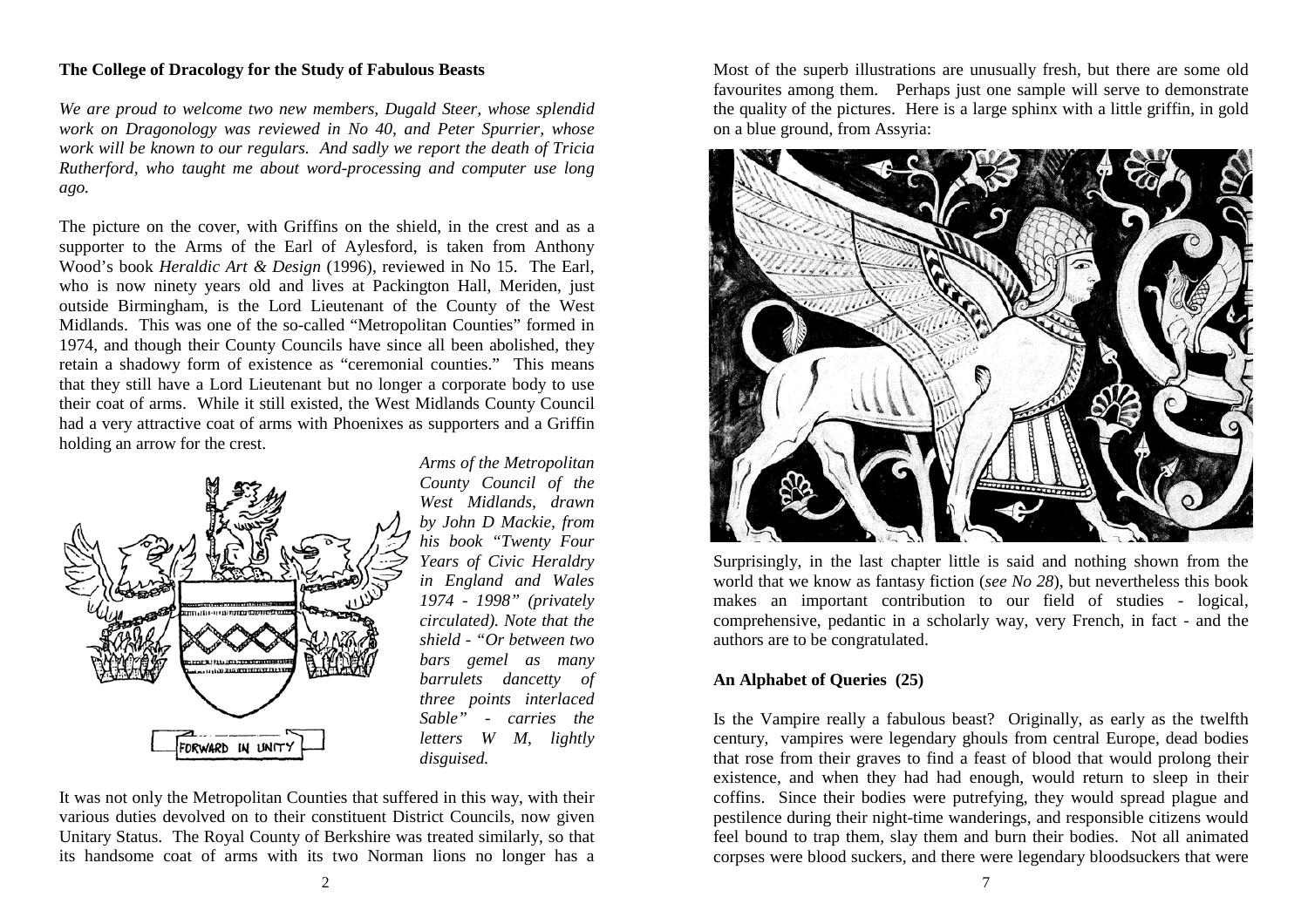**The College of Dracology for the Study of Fabulous Beasts**

*We are proud to welcome two new members, Dugald Steer, whose splendid work on Dragonology was reviewed in No 40, and Peter Spurrier, whose work will be known to our regulars. And sadly we report the death of Tricia Rutherford, who taught me about word-processing and computer use long ago.*

The picture on the cover, with Griffins on the shield, in the crest and as a supporter to the Arms of the Earl of Aylesford, is taken from Anthony Wood's book *Heraldic Art & Design* (1996), reviewed in No 15. The Earl, who is now ninety years old and lives at Packington Hall, Meriden, just outside Birmingham, is the Lord Lieutenant of the County of the West Midlands. This was one of the so-called "Metropolitan Counties" formed in 1974, and though their County Councils have since all been abolished, they retain a shadowy form of existence as "ceremonial counties." This means that they still have a Lord Lieutenant but no longer a corporate body to use their coat of arms. While it still existed, the West Midlands County Council had a very attractive coat of arms with Phoenixes as supporters and a Griffin holding an arrow for the crest.

*Arms of the Metropolitan County Council of the West Midlands, drawn by John D Mackie, from his book "Twenty Four Years of Civic Heraldry in England and Wales 1974 - 1998" (privately circulated). Note that the shield - "Or between two bars gemel as many barrulets dancetty of three points interlaced Sable" - carries the letters W M, lightly disguised.*

It was not only the Metropolitan Counties that suffered in this way, with their various duties devolved on to their constituent District Councils, now given Unitary Status. The Royal County of Berkshire was treated similarly, so that its handsome coat of arms with its two Norman lions no longer has a

Most of the superb illustrations are unusually fresh, but there are some old favourites among them. Perhaps just one sample will serve to demonstrate the quality of the pictures. Here is a large sphinx with a little griffin, in gold on a blue ground, from Assyria:

Surprisingly, in the last chapter little is said and nothing shown from the world that we know as fantasy fiction (*see No 28*), but nevertheless this book makes an important contribution to our field of studies - logical, comprehensive, pedantic in a scholarly way, very French, in fact - and the authors are to be congratulated.

**An Alphabet of Queries (25)**

Is the Vampire really a fabulous beast? Originally, as early as the twelfth century, vampires were legendary ghouls from central Europe, dead bodies that rose from their graves to find a feast of blood that would prolong their existence, and when they had had enough, would return to sleep in their coffins. Since their bodies were putrefying, they would spread plague and pestilence during their night-time wanderings, and responsible citizens would feel bound to trap them, slay them and burn their bodies. Not all animated corpses were blood suckers, and there were legendary bloodsuckers that were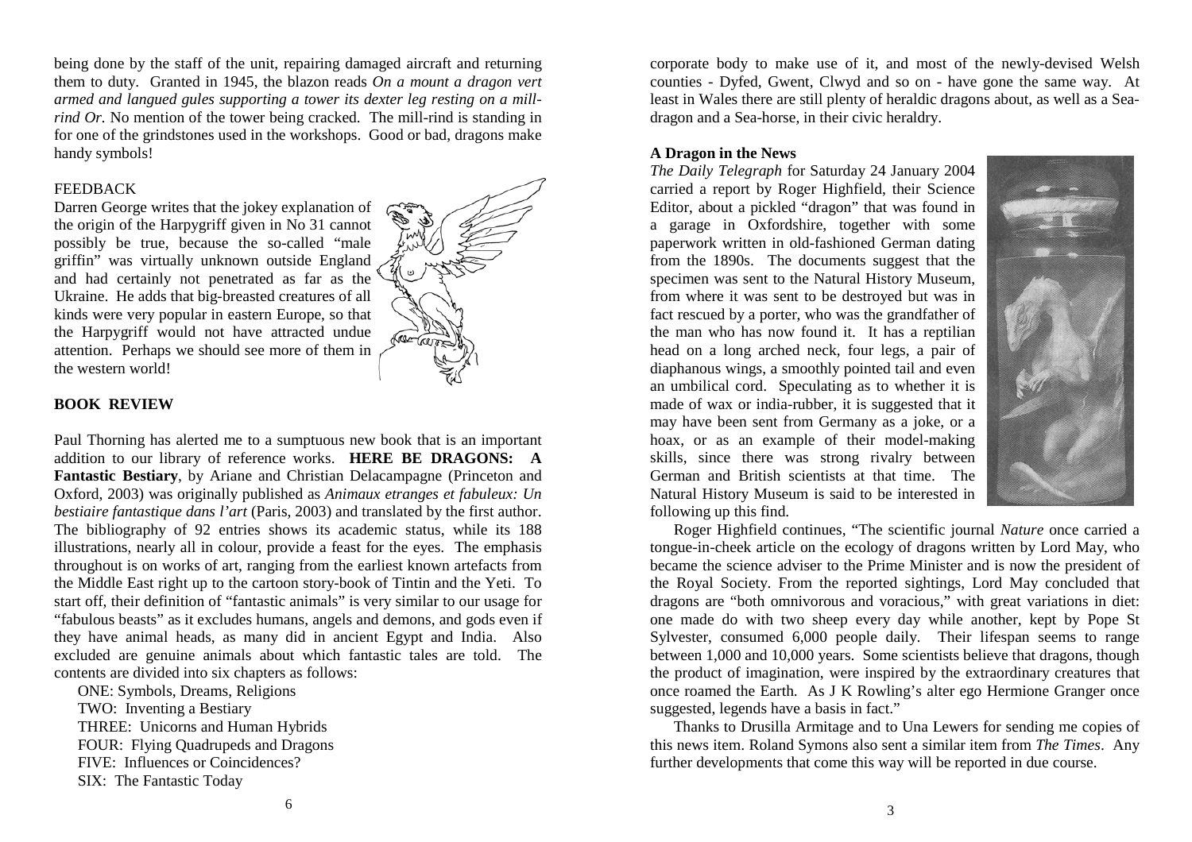being done by the staff of the unit, repairing damaged aircraft and returning them to duty. Granted in 1945, the blazon reads *On a mount a dragon vert armed and langued gules supporting a tower its dexter leg resting on a mill-rind Or.* No mention of the tower being cracked. The mill-rind is standing in for one of the grindstones used in the workshops. Good or bad, dragons make handy symbols!

FEEDBACK

Darren George writes that the jokey explanation of the origin of the Harpygriff given in No 31 cannot possibly be true, because the so-called "male griffin" was virtually unknown outside England and had certainly not penetrated as far as the Ukraine. He adds that big-breasted creatures of all kinds were very popular in eastern Europe, so that the Harpygriff would not have attracted undue attention. Perhaps we should see more of them in the western world!

**BOOK REVIEW**

Paul Thorning has alerted me to a sumptuous new book that is an important addition to our library of reference works. **HERE BE DRAGONS: A Fantastic Bestiary**, by Ariane and Christian Delacampagne (Princeton and Oxford, 2003) was originally published as *Animaux etranges et fabuleux: Un bestiaire fantastique dans l'art* (Paris, 2003) and translated by the first author. The bibliography of 92 entries shows its academic status, while its 188 illustrations, nearly all in colour, provide a feast for the eyes. The emphasis throughout is on works of art, ranging from the earliest known artefacts from the Middle East right up to the cartoon story-book of Tintin and the Yeti. To start off, their definition of "fantastic animals" is very similar to our usage for "fabulous beasts" as it excludes humans, angels and demons, and gods even if they have animal heads, as many did in ancient Egypt and India. Also excluded are genuine animals about which fantastic tales are told. The contents are divided into six chapters as follows:

ONE: Symbols, Dreams, Religions
TWO: Inventing a Bestiary
THREE: Unicorns and Human Hybrids
FOUR: Flying Quadrupeds and Dragons
FIVE: Influences or Coincidences?
SIX: The Fantastic Today

corporate body to make use of it, and most of the newly-devised Welsh counties - Dyfed, Gwent, Clwyd and so on - have gone the same way. At least in Wales there are still plenty of heraldic dragons about, as well as a Sea-dragon and a Sea-horse, in their civic heraldry.

**A Dragon in the News**

*The Daily Telegraph* for Saturday 24 January 2004 carried a report by Roger Highfield, their Science Editor, about a pickled "dragon" that was found in a garage in Oxfordshire, together with some paperwork written in old-fashioned German dating from the 1890s. The documents suggest that the specimen was sent to the Natural History Museum, from where it was sent to be destroyed but was in fact rescued by a porter, who was the grandfather of the man who has now found it. It has a reptilian head on a long arched neck, four legs, a pair of diaphanous wings, a smoothly pointed tail and even an umbilical cord. Speculating as to whether it is made of wax or india-rubber, it is suggested that it may have been sent from Germany as a joke, or a hoax, or as an example of their model-making skills, since there was strong rivalry between German and British scientists at that time. The Natural History Museum is said to be interested in following up this find.

Roger Highfield continues, "The scientific journal *Nature* once carried a tongue-in-cheek article on the ecology of dragons written by Lord May, who became the science adviser to the Prime Minister and is now the president of the Royal Society. From the reported sightings, Lord May concluded that dragons are "both omnivorous and voracious," with great variations in diet: one made do with two sheep every day while another, kept by Pope St Sylvester, consumed 6,000 people daily. Their lifespan seems to range between 1,000 and 10,000 years. Some scientists believe that dragons, though the product of imagination, were inspired by the extraordinary creatures that once roamed the Earth. As J K Rowling's alter ego Hermione Granger once suggested, legends have a basis in fact."

Thanks to Drusilla Armitage and to Una Lewers for sending me copies of this news item. Roland Symons also sent a similar item from *The Times*. Any further developments that come this way will be reported in due course.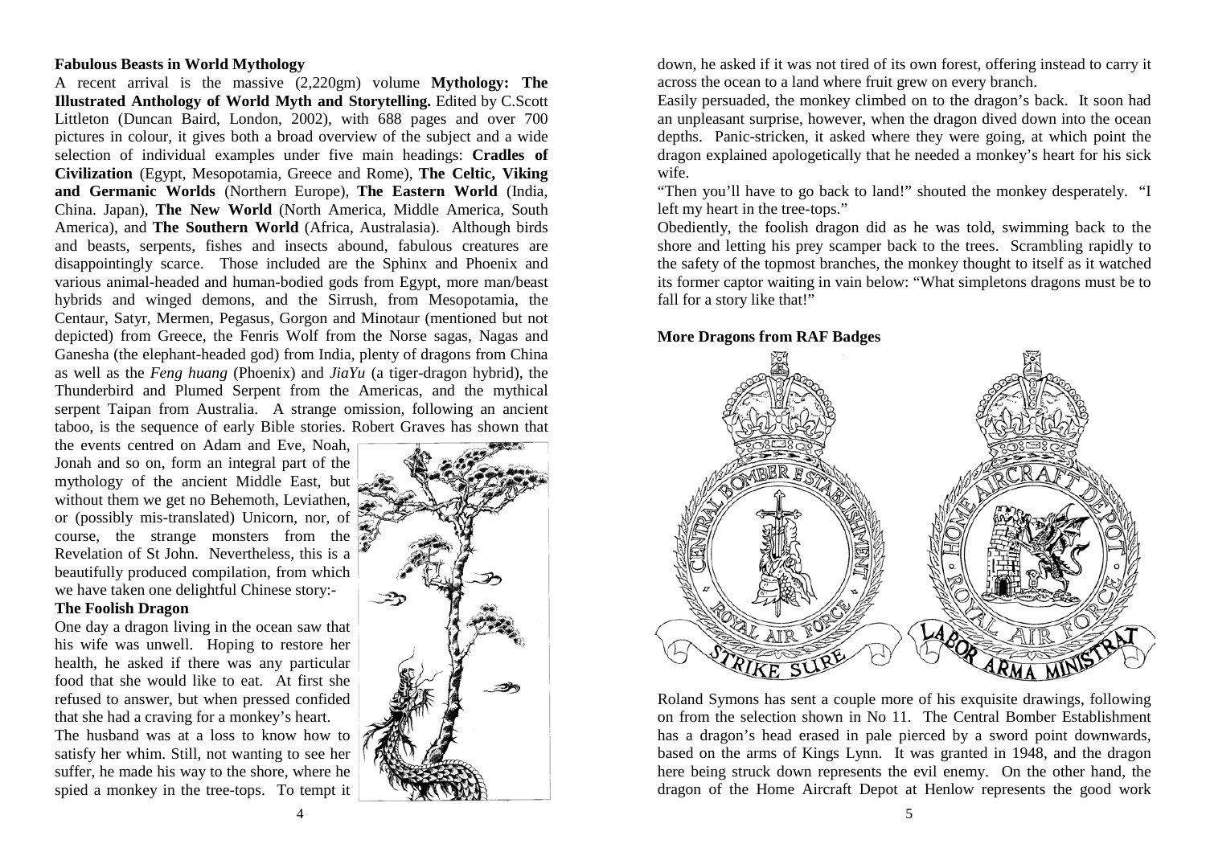**Fabulous Beasts in World Mythology**

A recent arrival is the massive (2,220gm) volume **Mythology: The Illustrated Anthology of World Myth and Storytelling.** Edited by C.Scott Littleton (Duncan Baird, London, 2002), with 688 pages and over 700 pictures in colour, it gives both a broad overview of the subject and a wide selection of individual examples under five main headings: **Cradles of Civilization** (Egypt, Mesopotamia, Greece and Rome), **The Celtic, Viking and Germanic Worlds** (Northern Europe), **The Eastern World** (India, China. Japan), **The New World** (North America, Middle America, South America), and **The Southern World** (Africa, Australasia). Although birds and beasts, serpents, fishes and insects abound, fabulous creatures are disappointingly scarce. Those included are the Sphinx and Phoenix and various animal-headed and human-bodied gods from Egypt, more man/beast hybrids and winged demons, and the Sirrush, from Mesopotamia, the Centaur, Satyr, Mermen, Pegasus, Gorgon and Minotaur (mentioned but not depicted) from Greece, the Fenris Wolf from the Norse sagas, Nagas and Ganesha (the elephant-headed god) from India, plenty of dragons from China as well as the *Feng huang* (Phoenix) and *JiaYu* (a tiger-dragon hybrid), the Thunderbird and Plumed Serpent from the Americas, and the mythical serpent Taipan from Australia. A strange omission, following an ancient taboo, is the sequence of early Bible stories. Robert Graves has shown that the events centred on Adam and Eve, Noah, Jonah and so on, form an integral part of the mythology of the ancient Middle East, but without them we get no Behemoth, Leviathen, or (possibly mis-translated) Unicorn, nor, of course, the strange monsters from the Revelation of St John. Nevertheless, this is a beautifully produced compilation, from which we have taken one delightful Chinese story:-

**The Foolish Dragon**

One day a dragon living in the ocean saw that his wife was unwell. Hoping to restore her health, he asked if there was any particular food that she would like to eat. At first she refused to answer, but when pressed confided that she had a craving for a monkey's heart.

The husband was at a loss to know how to satisfy her whim. Still, not wanting to see her suffer, he made his way to the shore, where he spied a monkey in the tree-tops. To tempt it down, he asked if it was not tired of its own forest, offering instead to carry it across the ocean to a land where fruit grew on every branch.

Easily persuaded, the monkey climbed on to the dragon's back. It soon had an unpleasant surprise, however, when the dragon dived down into the ocean depths. Panic-stricken, it asked where they were going, at which point the dragon explained apologetically that he needed a monkey's heart for his sick wife.

"Then you'll have to go back to land!" shouted the monkey desperately. "I left my heart in the tree-tops."

Obediently, the foolish dragon did as he was told, swimming back to the shore and letting his prey scamper back to the trees. Scrambling rapidly to the safety of the topmost branches, the monkey thought to itself as it watched its former captor waiting in vain below: "What simpletons dragons must be to fall for a story like that!"

**More Dragons from RAF Badges**

CENTRAL BOMBER ESTABLISHMENT ROYAL AIR FORCE
STRIKE SURE

HOME AIRCRAFT DEPOT ROYAL AIR FORCE
LABOR ARMA MINISTRAT

Roland Symons has sent a couple more of his exquisite drawings, following on from the selection shown in No 11. The Central Bomber Establishment has a dragon's head erased in pale pierced by a sword point downwards, based on the arms of Kings Lynn. It was granted in 1948, and the dragon here being struck down represents the evil enemy. On the other hand, the dragon of the Home Aircraft Depot at Henlow represents the good work